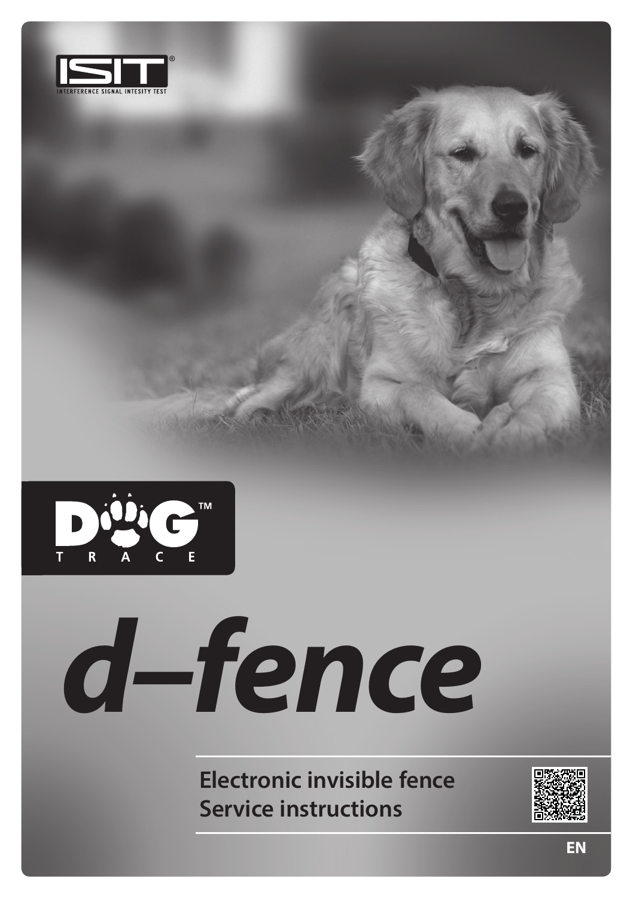ISIT®

INTERFERENCE SIGNAL INTESITY TEST

DOG TRACE™

# d–fence

**Electronic invisible fence**
**Service instructions**

**EN**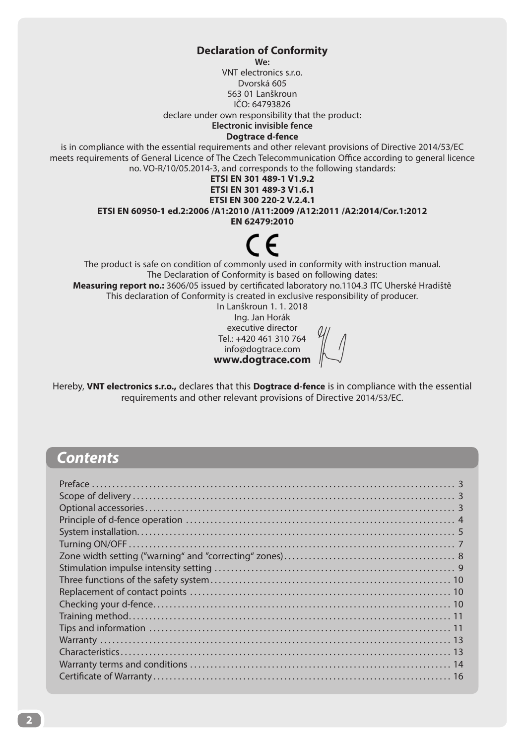## Declaration of Conformity

**We:**

VNT electronics s.r.o.
Dvorská 605
563 01 Lanškroun
IČO: 64793826

declare under own responsibility that the product:

**Electronic invisible fence**

**Dogtrace d-fence**

is in compliance with the essential requirements and other relevant provisions of Directive 2014/53/EC meets requirements of General Licence of The Czech Telecommunication Office according to general licence no. VO-R/10/05.2014-3, and corresponds to the following standards:

**ETSI EN 301 489-1 V1.9.2**
**ETSI EN 301 489-3 V1.6.1**
**ETSI EN 300 220-2 V.2.4.1**
**ETSI EN 60950-1 ed.2:2006 /A1:2010 /A11:2009 /A12:2011 /A2:2014/Cor.1:2012**
**EN 62479:2010**

CE

The product is safe on condition of commonly used in conformity with instruction manual.
The Declaration of Conformity is based on following dates:
**Measuring report no.:** 3606/05 issued by certificated laboratory no.1104.3 ITC Uherské Hradiště
This declaration of Conformity is created in exclusive responsibility of producer.

In Lanškroun 1. 1. 2018
Ing. Jan Horák
executive director
Tel.: +420 461 310 764
info@dogtrace.com
**www.dogtrace.com**

Hereby, **VNT electronics s.r.o.,** declares that this **Dogtrace d-fence** is in compliance with the essential requirements and other relevant provisions of Directive 2014/53/EC.

## *Contents*

| | |
|---|---|
| Preface | 3 |
| Scope of delivery | 3 |
| Optional accessories | 3 |
| Principle of d-fence operation | 4 |
| System installation | 5 |
| Turning ON/OFF | 7 |
| Zone width setting ("warning" and "correcting" zones) | 8 |
| Stimulation impulse intensity setting | 9 |
| Three functions of the safety system | 10 |
| Replacement of contact points | 10 |
| Checking your d-fence | 10 |
| Training method | 11 |
| Tips and information | 11 |
| Warranty | 13 |
| Characteristics | 13 |
| Warranty terms and conditions | 14 |
| Certificate of Warranty | 16 |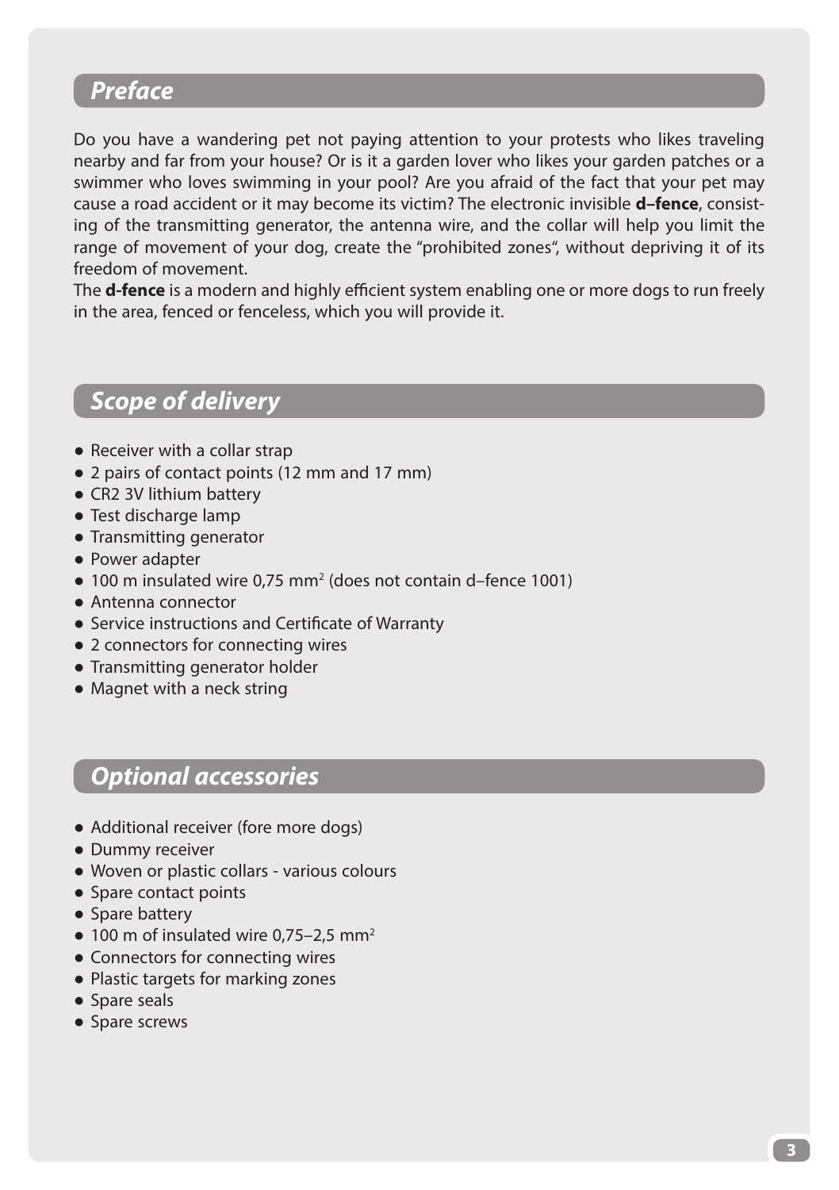## *Preface*

Do you have a wandering pet not paying attention to your protests who likes traveling nearby and far from your house? Or is it a garden lover who likes your garden patches or a swimmer who loves swimming in your pool? Are you afraid of the fact that your pet may cause a road accident or it may become its victim? The electronic invisible **d–fence**, consisting of the transmitting generator, the antenna wire, and the collar will help you limit the range of movement of your dog, create the "prohibited zones", without depriving it of its freedom of movement.

The **d-fence** is a modern and highly efficient system enabling one or more dogs to run freely in the area, fenced or fenceless, which you will provide it.

## *Scope of delivery*

- Receiver with a collar strap
- 2 pairs of contact points (12 mm and 17 mm)
- CR2 3V lithium battery
- Test discharge lamp
- Transmitting generator
- Power adapter
- 100 m insulated wire 0,75 mm$^2$ (does not contain d–fence 1001)
- Antenna connector
- Service instructions and Certificate of Warranty
- 2 connectors for connecting wires
- Transmitting generator holder
- Magnet with a neck string

## *Optional accessories*

- Additional receiver (fore more dogs)
- Dummy receiver
- Woven or plastic collars - various colours
- Spare contact points
- Spare battery
- 100 m of insulated wire 0,75–2,5 mm$^2$
- Connectors for connecting wires
- Plastic targets for marking zones
- Spare seals
- Spare screws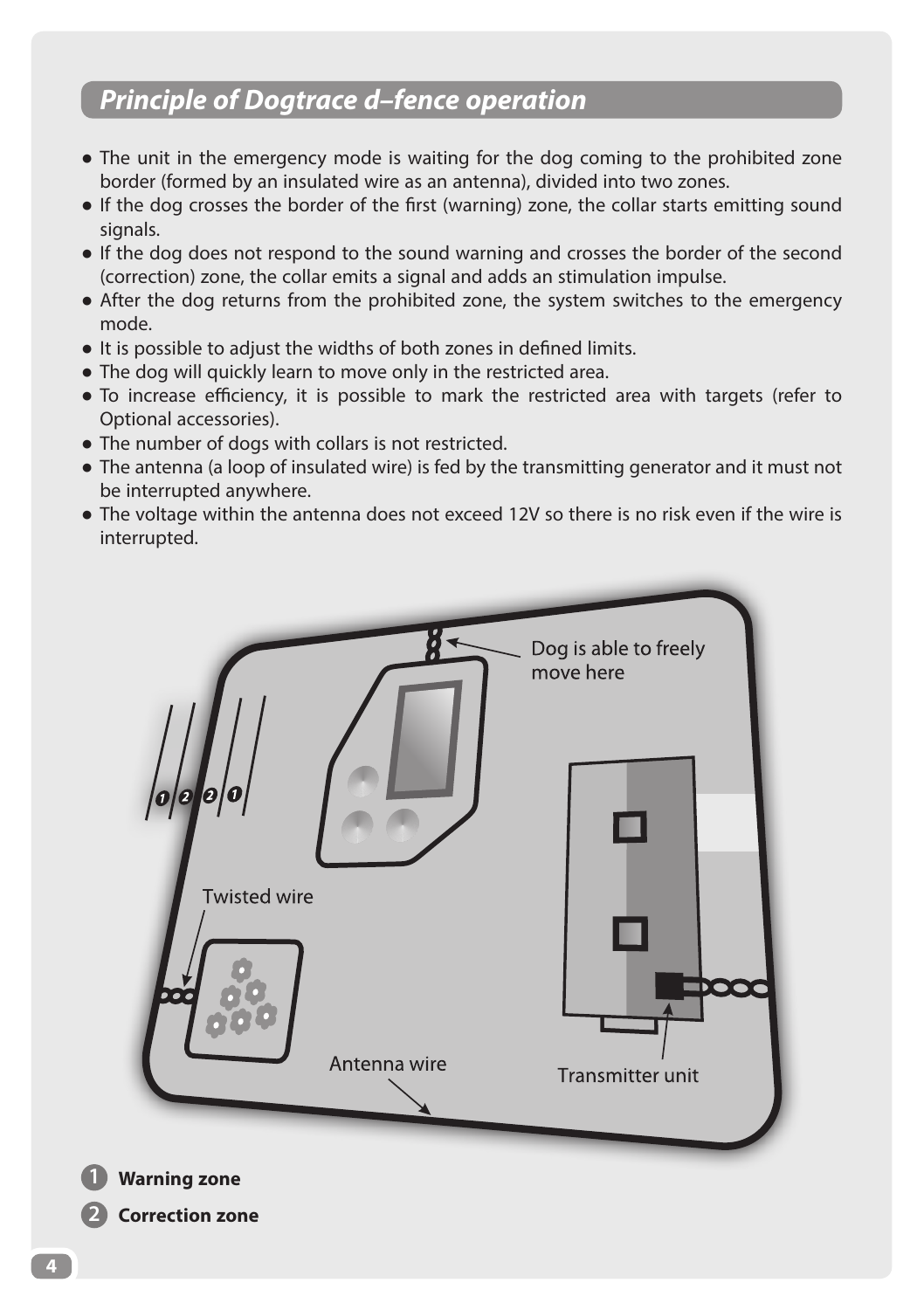## *Principle of Dogtrace d–fence operation*

- The unit in the emergency mode is waiting for the dog coming to the prohibited zone border (formed by an insulated wire as an antenna), divided into two zones.
- If the dog crosses the border of the first (warning) zone, the collar starts emitting sound signals.
- If the dog does not respond to the sound warning and crosses the border of the second (correction) zone, the collar emits a signal and adds an stimulation impulse.
- After the dog returns from the prohibited zone, the system switches to the emergency mode.
- It is possible to adjust the widths of both zones in defined limits.
- The dog will quickly learn to move only in the restricted area.
- To increase efficiency, it is possible to mark the restricted area with targets (refer to Optional accessories).
- The number of dogs with collars is not restricted.
- The antenna (a loop of insulated wire) is fed by the transmitting generator and it must not be interrupted anywhere.
- The voltage within the antenna does not exceed 12V so there is no risk even if the wire is interrupted.

Dog is able to freely move here

Twisted wire

Antenna wire

Transmitter unit

**1 Warning zone**

**2 Correction zone**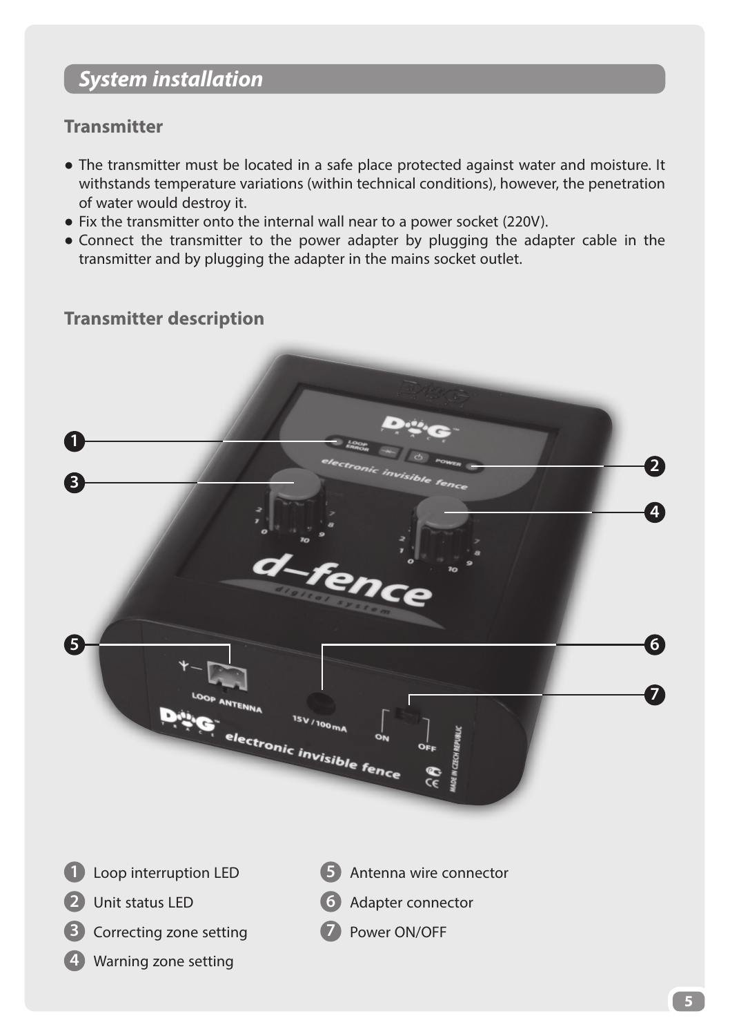## *System installation*

### Transmitter

- The transmitter must be located in a safe place protected against water and moisture. It withstands temperature variations (within technical conditions), however, the penetration of water would destroy it.
- Fix the transmitter onto the internal wall near to a power socket (220V).
- Connect the transmitter to the power adapter by plugging the adapter cable in the transmitter and by plugging the adapter in the mains socket outlet.

### Transmitter description

1. Loop interruption LED
2. Unit status LED
3. Correcting zone setting
4. Warning zone setting
5. Antenna wire connector
6. Adapter connector
7. Power ON/OFF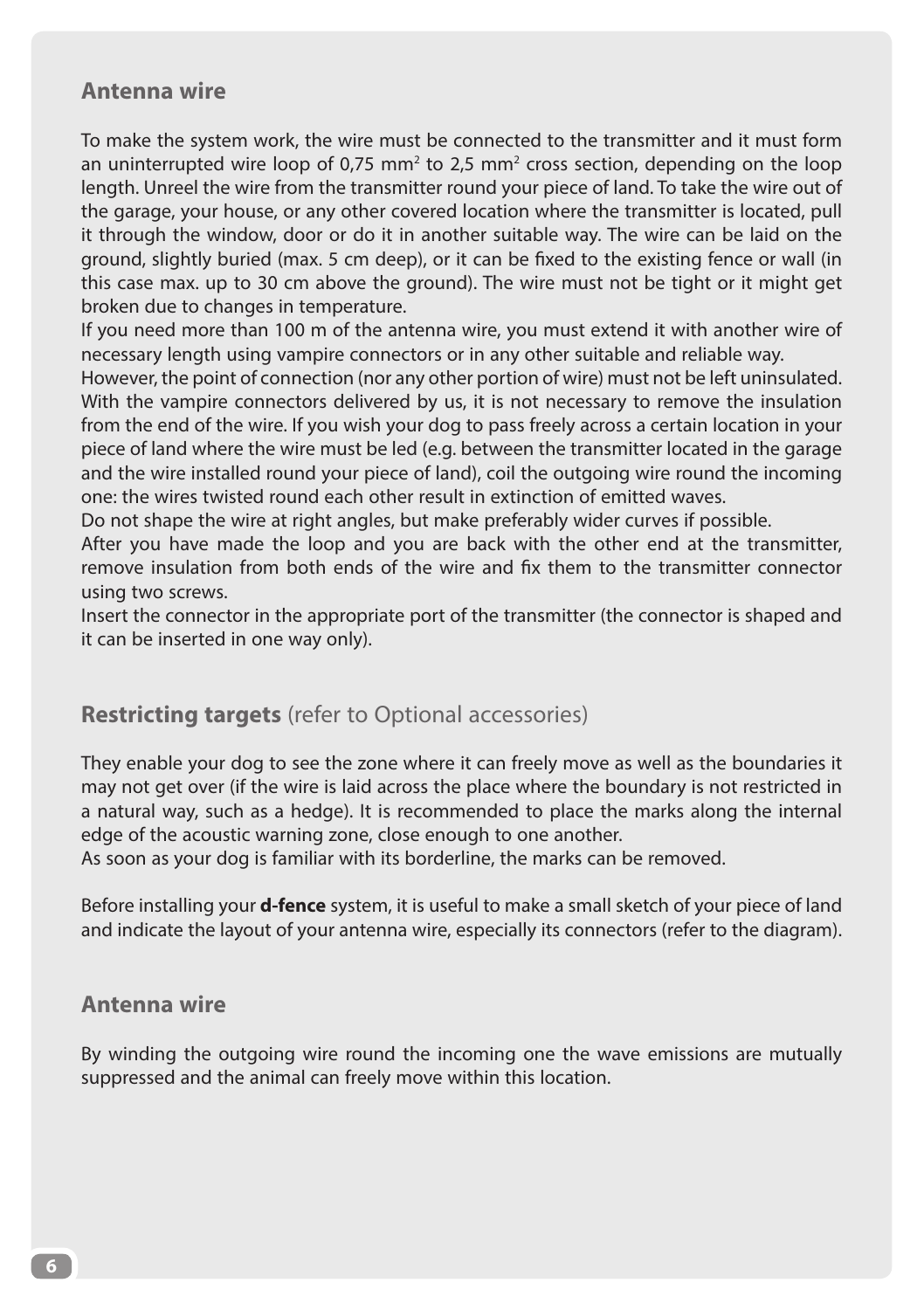## Antenna wire

To make the system work, the wire must be connected to the transmitter and it must form an uninterrupted wire loop of 0,75 $mm^2$ to 2,5 $mm^2$ cross section, depending on the loop length. Unreel the wire from the transmitter round your piece of land. To take the wire out of the garage, your house, or any other covered location where the transmitter is located, pull it through the window, door or do it in another suitable way. The wire can be laid on the ground, slightly buried (max. 5 cm deep), or it can be fixed to the existing fence or wall (in this case max. up to 30 cm above the ground). The wire must not be tight or it might get broken due to changes in temperature.

If you need more than 100 m of the antenna wire, you must extend it with another wire of necessary length using vampire connectors or in any other suitable and reliable way.

However, the point of connection (nor any other portion of wire) must not be left uninsulated. With the vampire connectors delivered by us, it is not necessary to remove the insulation from the end of the wire. If you wish your dog to pass freely across a certain location in your piece of land where the wire must be led (e.g. between the transmitter located in the garage and the wire installed round your piece of land), coil the outgoing wire round the incoming one: the wires twisted round each other result in extinction of emitted waves.

Do not shape the wire at right angles, but make preferably wider curves if possible.

After you have made the loop and you are back with the other end at the transmitter, remove insulation from both ends of the wire and fix them to the transmitter connector using two screws.

Insert the connector in the appropriate port of the transmitter (the connector is shaped and it can be inserted in one way only).

## **Restricting targets** (refer to Optional accessories)

They enable your dog to see the zone where it can freely move as well as the boundaries it may not get over (if the wire is laid across the place where the boundary is not restricted in a natural way, such as a hedge). It is recommended to place the marks along the internal edge of the acoustic warning zone, close enough to one another.

As soon as your dog is familiar with its borderline, the marks can be removed.

Before installing your **d-fence** system, it is useful to make a small sketch of your piece of land and indicate the layout of your antenna wire, especially its connectors (refer to the diagram).

## Antenna wire

By winding the outgoing wire round the incoming one the wave emissions are mutually suppressed and the animal can freely move within this location.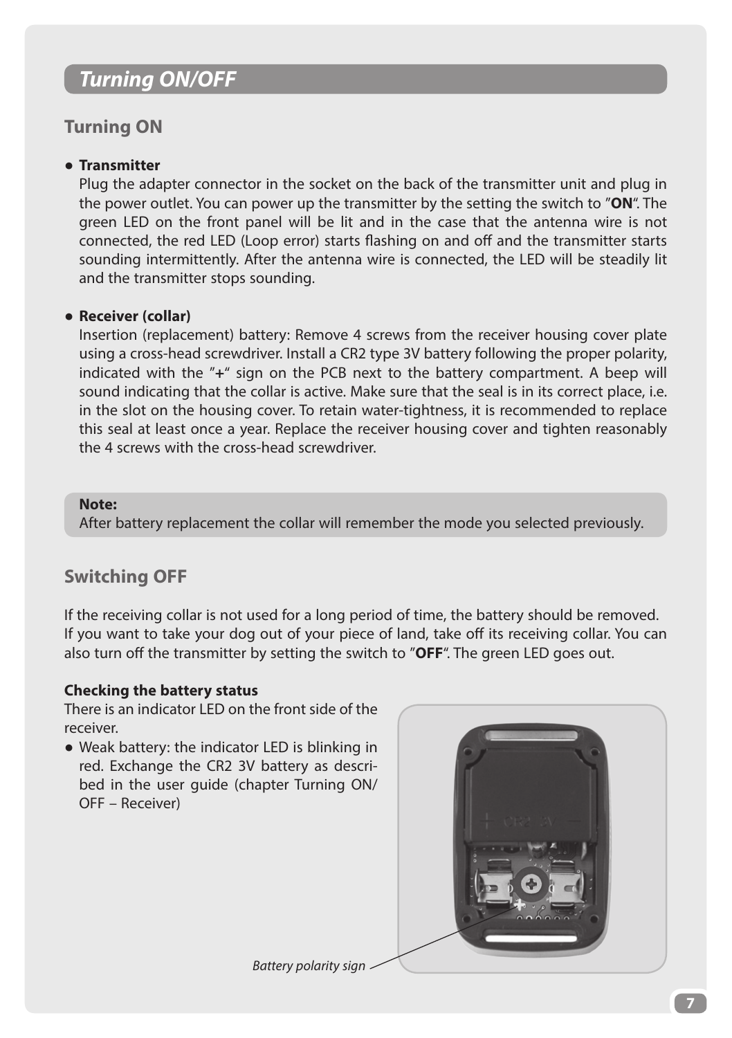## Turning ON/OFF

### Turning ON

- **Transmitter**
  Plug the adapter connector in the socket on the back of the transmitter unit and plug in the power outlet. You can power up the transmitter by the setting the switch to ″**ON**“. The green LED on the front panel will be lit and in the case that the antenna wire is not connected, the red LED (Loop error) starts flashing on and off and the transmitter starts sounding intermittently. After the antenna wire is connected, the LED will be steadily lit and the transmitter stops sounding.

- **Receiver (collar)**
  Insertion (replacement) battery: Remove 4 screws from the receiver housing cover plate using a cross-head screwdriver. Install a CR2 type 3V battery following the proper polarity, indicated with the ″**+**“ sign on the PCB next to the battery compartment. A beep will sound indicating that the collar is active. Make sure that the seal is in its correct place, i.e. in the slot on the housing cover. To retain water-tightness, it is recommended to replace this seal at least once a year. Replace the receiver housing cover and tighten reasonably the 4 screws with the cross-head screwdriver.

**Note:**
After battery replacement the collar will remember the mode you selected previously.

### Switching OFF

If the receiving collar is not used for a long period of time, the battery should be removed. If you want to take your dog out of your piece of land, take off its receiving collar. You can also turn off the transmitter by setting the switch to ″**OFF**“. The green LED goes out.

**Checking the battery status**

There is an indicator LED on the front side of the receiver.

- Weak battery: the indicator LED is blinking in red. Exchange the CR2 3V battery as described in the user guide (chapter Turning ON/OFF – Receiver)

*Battery polarity sign*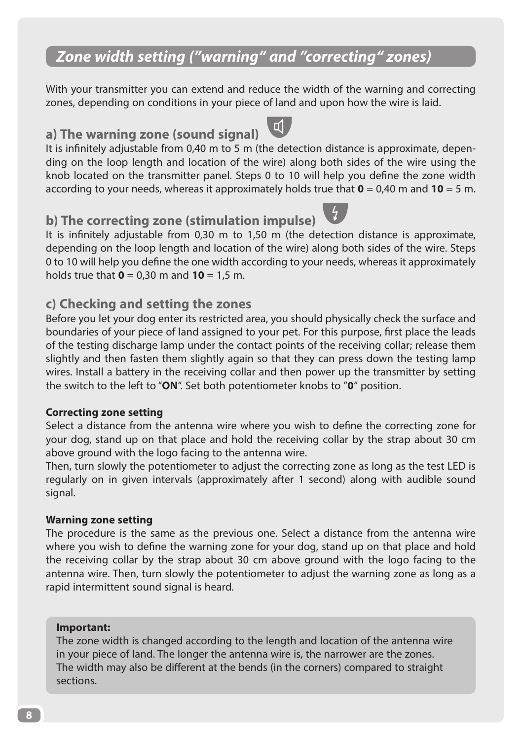## Zone width setting (”warning“ and ”correcting“ zones)

With your transmitter you can extend and reduce the width of the warning and correcting zones, depending on conditions in your piece of land and upon how the wire is laid.

### a) The warning zone (sound signal)

It is infinitely adjustable from 0,40 m to 5 m (the detection distance is approximate, depending on the loop length and location of the wire) along both sides of the wire using the knob located on the transmitter panel. Steps 0 to 10 will help you define the zone width according to your needs, whereas it approximately holds true that **0** = 0,40 m and **10** = 5 m.

### b) The correcting zone (stimulation impulse)

It is infinitely adjustable from 0,30 m to 1,50 m (the detection distance is approximate, depending on the loop length and location of the wire) along both sides of the wire. Steps 0 to 10 will help you define the one width according to your needs, whereas it approximately holds true that **0** = 0,30 m and **10** = 1,5 m.

### c) Checking and setting the zones

Before you let your dog enter its restricted area, you should physically check the surface and boundaries of your piece of land assigned to your pet. For this purpose, first place the leads of the testing discharge lamp under the contact points of the receiving collar; release them slightly and then fasten them slightly again so that they can press down the testing lamp wires. Install a battery in the receiving collar and then power up the transmitter by setting the switch to the left to “**ON**“. Set both potentiometer knobs to ”**0**“ position.

**Correcting zone setting**

Select a distance from the antenna wire where you wish to define the correcting zone for your dog, stand up on that place and hold the receiving collar by the strap about 30 cm above ground with the logo facing to the antenna wire.

Then, turn slowly the potentiometer to adjust the correcting zone as long as the test LED is regularly on in given intervals (approximately after 1 second) along with audible sound signal.

**Warning zone setting**

The procedure is the same as the previous one. Select a distance from the antenna wire where you wish to define the warning zone for your dog, stand up on that place and hold the receiving collar by the strap about 30 cm above ground with the logo facing to the antenna wire. Then, turn slowly the potentiometer to adjust the warning zone as long as a rapid intermittent sound signal is heard.

**Important:**

The zone width is changed according to the length and location of the antenna wire in your piece of land. The longer the antenna wire is, the narrower are the zones. The width may also be different at the bends (in the corners) compared to straight sections.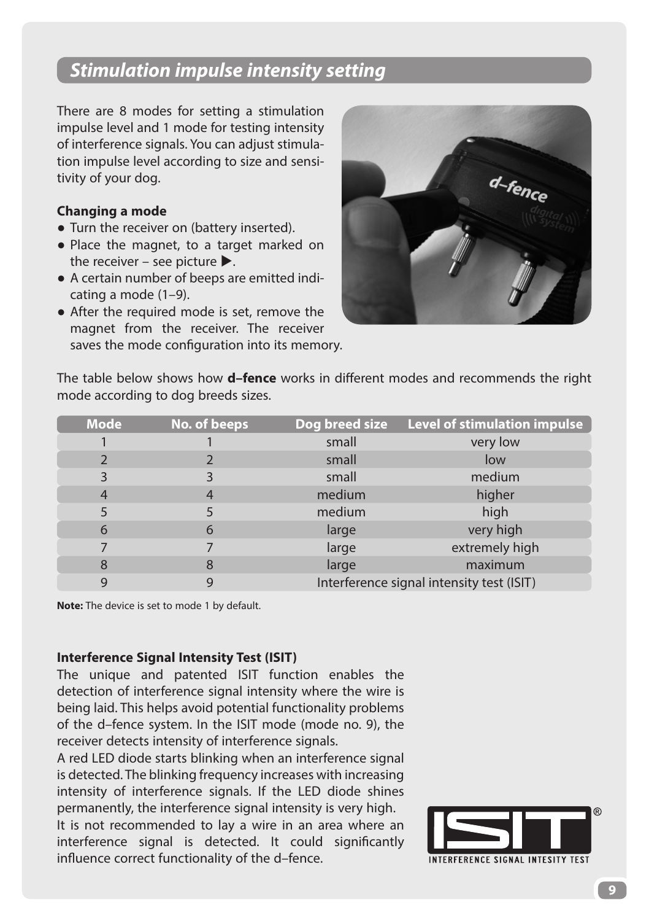## *Stimulation impulse intensity setting*

There are 8 modes for setting a stimulation impulse level and 1 mode for testing intensity of interference signals. You can adjust stimulation impulse level according to size and sensitivity of your dog.

**Changing a mode**

- Turn the receiver on (battery inserted).
- Place the magnet, to a target marked on the receiver – see picture ▶.
- A certain number of beeps are emitted indicating a mode (1–9).
- After the required mode is set, remove the magnet from the receiver. The receiver saves the mode configuration into its memory.

The table below shows how **d–fence** works in different modes and recommends the right mode according to dog breeds sizes.

| Mode | No. of beeps | Dog breed size | Level of stimulation impulse |
|---|---|---|---|
| 1 | 1 | small | very low |
| 2 | 2 | small | low |
| 3 | 3 | small | medium |
| 4 | 4 | medium | higher |
| 5 | 5 | medium | high |
| 6 | 6 | large | very high |
| 7 | 7 | large | extremely high |
| 8 | 8 | large | maximum |
| 9 | 9 | Interference signal intensity test (ISIT) | |

**Note:** The device is set to mode 1 by default.

**Interference Signal Intensity Test (ISIT)**

The unique and patented ISIT function enables the detection of interference signal intensity where the wire is being laid. This helps avoid potential functionality problems of the d–fence system. In the ISIT mode (mode no. 9), the receiver detects intensity of interference signals.

A red LED diode starts blinking when an interference signal is detected. The blinking frequency increases with increasing intensity of interference signals. If the LED diode shines permanently, the interference signal intensity is very high.

It is not recommended to lay a wire in an area where an interference signal is detected. It could significantly influence correct functionality of the d–fence.

ISIT® INTERFERENCE SIGNAL INTESITY TEST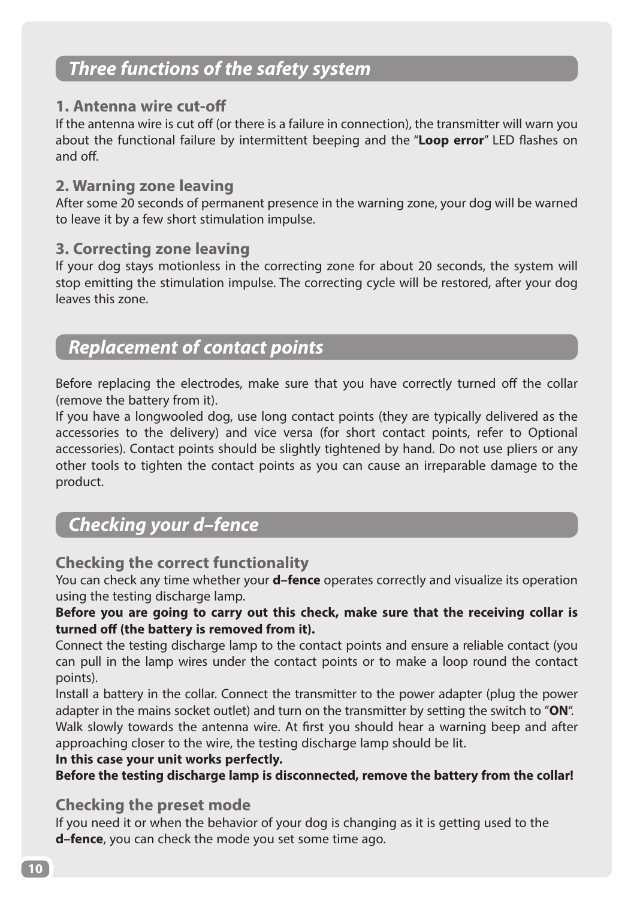## *Three functions of the safety system*

### 1. Antenna wire cut-off

If the antenna wire is cut off (or there is a failure in connection), the transmitter will warn you about the functional failure by intermittent beeping and the "**Loop error**" LED flashes on and off.

### 2. Warning zone leaving

After some 20 seconds of permanent presence in the warning zone, your dog will be warned to leave it by a few short stimulation impulse.

### 3. Correcting zone leaving

If your dog stays motionless in the correcting zone for about 20 seconds, the system will stop emitting the stimulation impulse. The correcting cycle will be restored, after your dog leaves this zone.

## *Replacement of contact points*

Before replacing the electrodes, make sure that you have correctly turned off the collar (remove the battery from it).
If you have a longwooled dog, use long contact points (they are typically delivered as the accessories to the delivery) and vice versa (for short contact points, refer to Optional accessories). Contact points should be slightly tightened by hand. Do not use pliers or any other tools to tighten the contact points as you can cause an irreparable damage to the product.

## *Checking your d–fence*

### Checking the correct functionality

You can check any time whether your **d–fence** operates correctly and visualize its operation using the testing discharge lamp.
**Before you are going to carry out this check, make sure that the receiving collar is turned off (the battery is removed from it).**
Connect the testing discharge lamp to the contact points and ensure a reliable contact (you can pull in the lamp wires under the contact points or to make a loop round the contact points).
Install a battery in the collar. Connect the transmitter to the power adapter (plug the power adapter in the mains socket outlet) and turn on the transmitter by setting the switch to "**ON**".
Walk slowly towards the antenna wire. At first you should hear a warning beep and after approaching closer to the wire, the testing discharge lamp should be lit.
**In this case your unit works perfectly.**
**Before the testing discharge lamp is disconnected, remove the battery from the collar!**

### Checking the preset mode

If you need it or when the behavior of your dog is changing as it is getting used to the **d–fence**, you can check the mode you set some time ago.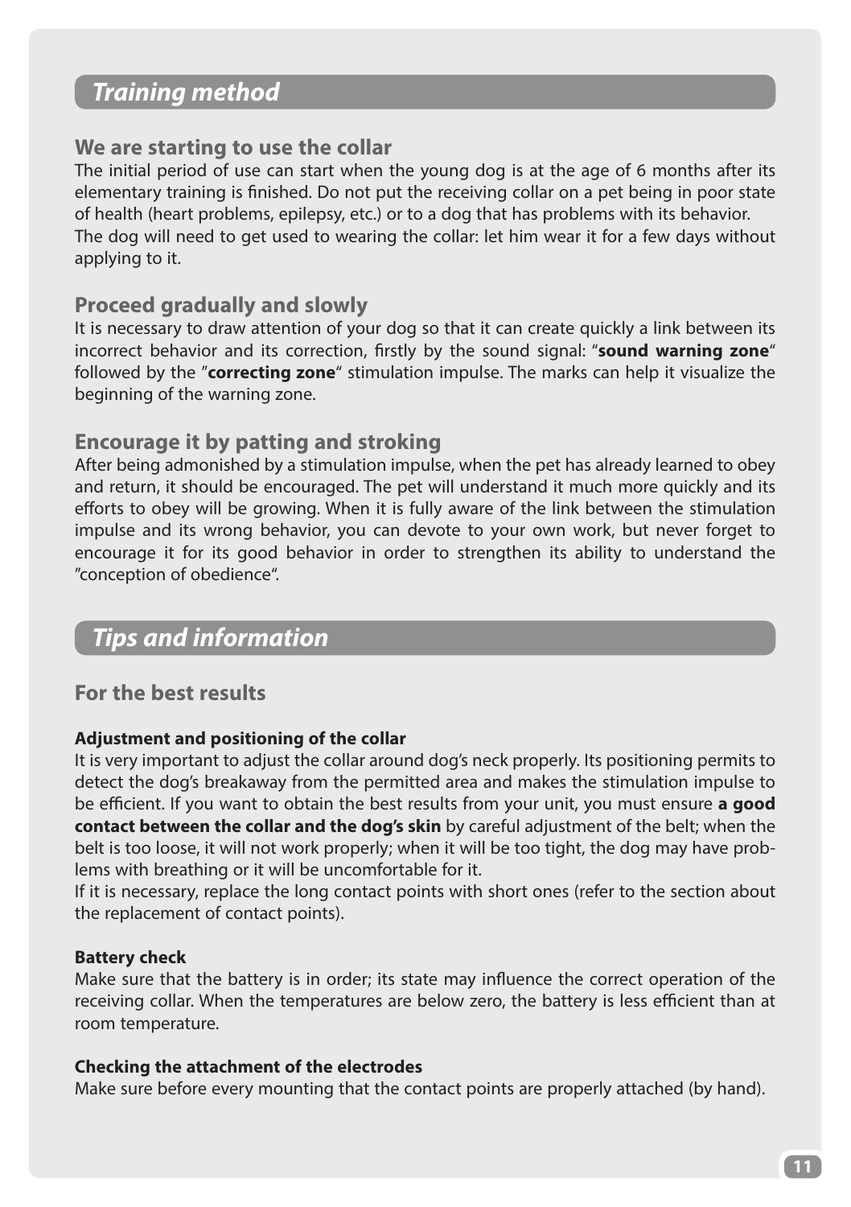## *Training method*

### We are starting to use the collar

The initial period of use can start when the young dog is at the age of 6 months after its elementary training is finished. Do not put the receiving collar on a pet being in poor state of health (heart problems, epilepsy, etc.) or to a dog that has problems with its behavior.
The dog will need to get used to wearing the collar: let him wear it for a few days without applying to it.

### Proceed gradually and slowly

It is necessary to draw attention of your dog so that it can create quickly a link between its incorrect behavior and its correction, firstly by the sound signal: "**sound warning zone**" followed by the "**correcting zone**" stimulation impulse. The marks can help it visualize the beginning of the warning zone.

### Encourage it by patting and stroking

After being admonished by a stimulation impulse, when the pet has already learned to obey and return, it should be encouraged. The pet will understand it much more quickly and its efforts to obey will be growing. When it is fully aware of the link between the stimulation impulse and its wrong behavior, you can devote to your own work, but never forget to encourage it for its good behavior in order to strengthen its ability to understand the "conception of obedience".

## *Tips and information*

### For the best results

#### Adjustment and positioning of the collar

It is very important to adjust the collar around dog's neck properly. Its positioning permits to detect the dog's breakaway from the permitted area and makes the stimulation impulse to be efficient. If you want to obtain the best results from your unit, you must ensure **a good contact between the collar and the dog's skin** by careful adjustment of the belt; when the belt is too loose, it will not work properly; when it will be too tight, the dog may have problems with breathing or it will be uncomfortable for it.
If it is necessary, replace the long contact points with short ones (refer to the section about the replacement of contact points).

#### Battery check

Make sure that the battery is in order; its state may influence the correct operation of the receiving collar. When the temperatures are below zero, the battery is less efficient than at room temperature.

#### Checking the attachment of the electrodes

Make sure before every mounting that the contact points are properly attached (by hand).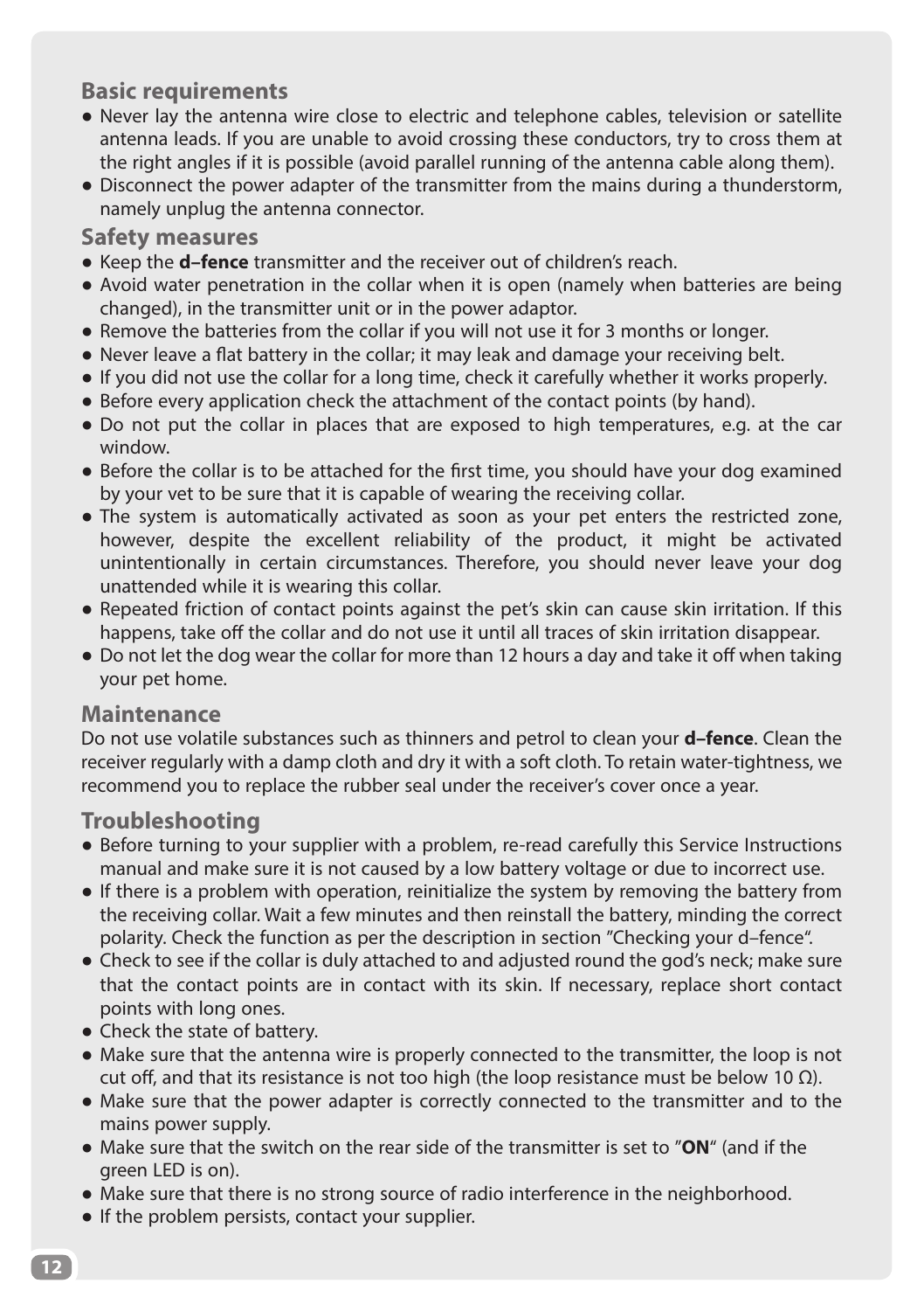## Basic requirements

- Never lay the antenna wire close to electric and telephone cables, television or satellite antenna leads. If you are unable to avoid crossing these conductors, try to cross them at the right angles if it is possible (avoid parallel running of the antenna cable along them).
- Disconnect the power adapter of the transmitter from the mains during a thunderstorm, namely unplug the antenna connector.

## Safety measures

- Keep the **d–fence** transmitter and the receiver out of children's reach.
- Avoid water penetration in the collar when it is open (namely when batteries are being changed), in the transmitter unit or in the power adaptor.
- Remove the batteries from the collar if you will not use it for 3 months or longer.
- Never leave a flat battery in the collar; it may leak and damage your receiving belt.
- If you did not use the collar for a long time, check it carefully whether it works properly.
- Before every application check the attachment of the contact points (by hand).
- Do not put the collar in places that are exposed to high temperatures, e.g. at the car window.
- Before the collar is to be attached for the first time, you should have your dog examined by your vet to be sure that it is capable of wearing the receiving collar.
- The system is automatically activated as soon as your pet enters the restricted zone, however, despite the excellent reliability of the product, it might be activated unintentionally in certain circumstances. Therefore, you should never leave your dog unattended while it is wearing this collar.
- Repeated friction of contact points against the pet's skin can cause skin irritation. If this happens, take off the collar and do not use it until all traces of skin irritation disappear.
- Do not let the dog wear the collar for more than 12 hours a day and take it off when taking your pet home.

## Maintenance

Do not use volatile substances such as thinners and petrol to clean your **d–fence**. Clean the receiver regularly with a damp cloth and dry it with a soft cloth. To retain water-tightness, we recommend you to replace the rubber seal under the receiver's cover once a year.

## Troubleshooting

- Before turning to your supplier with a problem, re-read carefully this Service Instructions manual and make sure it is not caused by a low battery voltage or due to incorrect use.
- If there is a problem with operation, reinitialize the system by removing the battery from the receiving collar. Wait a few minutes and then reinstall the battery, minding the correct polarity. Check the function as per the description in section "Checking your d–fence".
- Check to see if the collar is duly attached to and adjusted round the god's neck; make sure that the contact points are in contact with its skin. If necessary, replace short contact points with long ones.
- Check the state of battery.
- Make sure that the antenna wire is properly connected to the transmitter, the loop is not cut off, and that its resistance is not too high (the loop resistance must be below 10 Ω).
- Make sure that the power adapter is correctly connected to the transmitter and to the mains power supply.
- Make sure that the switch on the rear side of the transmitter is set to "**ON**" (and if the green LED is on).
- Make sure that there is no strong source of radio interference in the neighborhood.
- If the problem persists, contact your supplier.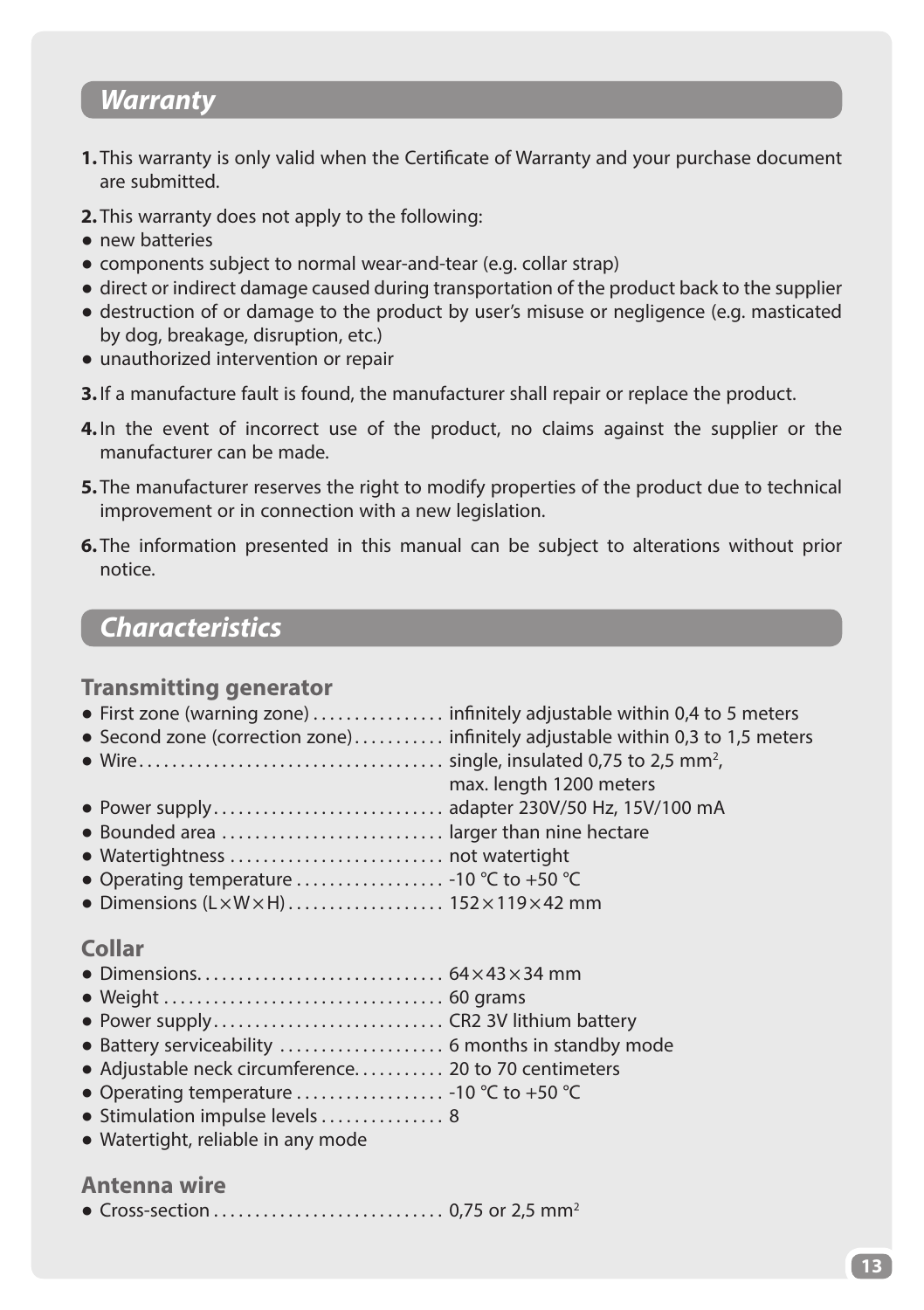## *Warranty*

**1.** This warranty is only valid when the Certificate of Warranty and your purchase document are submitted.

**2.** This warranty does not apply to the following:

- new batteries
- components subject to normal wear-and-tear (e.g. collar strap)
- direct or indirect damage caused during transportation of the product back to the supplier
- destruction of or damage to the product by user's misuse or negligence (e.g. masticated by dog, breakage, disruption, etc.)
- unauthorized intervention or repair

**3.** If a manufacture fault is found, the manufacturer shall repair or replace the product.

**4.** In the event of incorrect use of the product, no claims against the supplier or the manufacturer can be made.

**5.** The manufacturer reserves the right to modify properties of the product due to technical improvement or in connection with a new legislation.

**6.** The information presented in this manual can be subject to alterations without prior notice.

## *Characteristics*

### Transmitting generator

- First zone (warning zone) ................ infinitely adjustable within 0,4 to 5 meters
- Second zone (correction zone) ........... infinitely adjustable within 0,3 to 1,5 meters
- Wire ...................................... single, insulated 0,75 to 2,5 mm$^2$, max. length 1200 meters
- Power supply ............................ adapter 230V/50 Hz, 15V/100 mA
- Bounded area ........................... larger than nine hectare
- Watertightness .......................... not watertight
- Operating temperature .................. -10 °C to +50 °C
- Dimensions (L×W×H) ................... 152×119×42 mm

### Collar

- Dimensions .............................. 64×43×34 mm
- Weight .................................. 60 grams
- Power supply ............................ CR2 3V lithium battery
- Battery serviceability .................... 6 months in standby mode
- Adjustable neck circumference ........... 20 to 70 centimeters
- Operating temperature .................. -10 °C to +50 °C
- Stimulation impulse levels ............... 8
- Watertight, reliable in any mode

### Antenna wire

- Cross-section ............................ 0,75 or 2,5 mm$^2$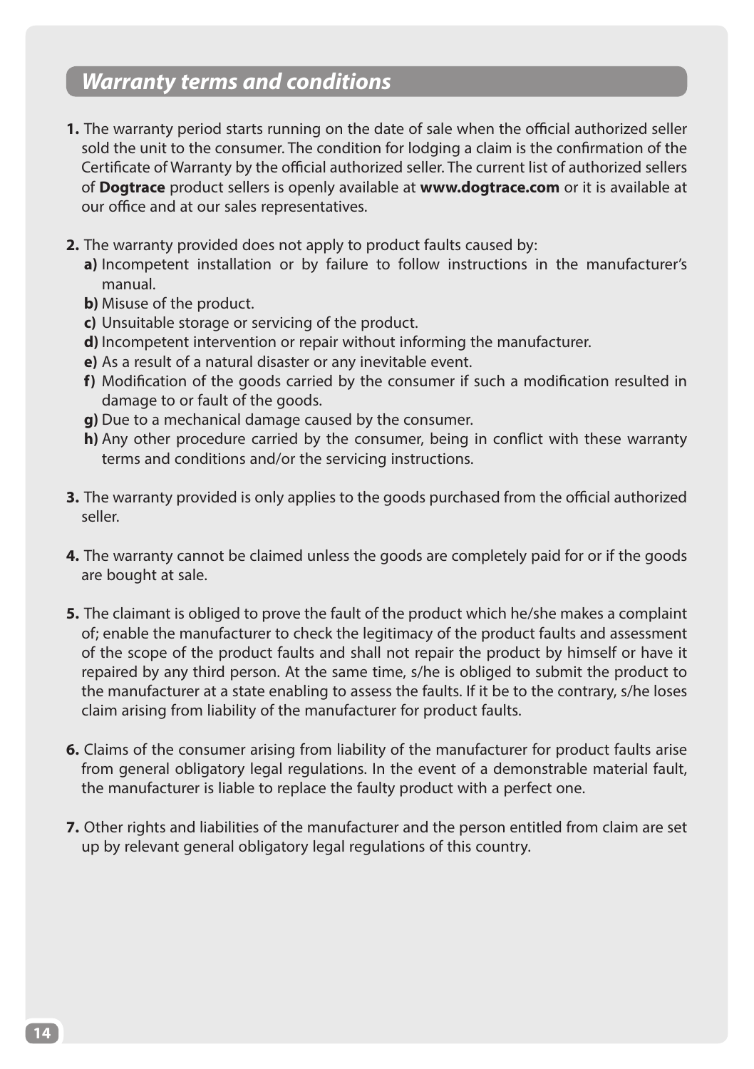## *Warranty terms and conditions*

**1.** The warranty period starts running on the date of sale when the official authorized seller sold the unit to the consumer. The condition for lodging a claim is the confirmation of the Certificate of Warranty by the official authorized seller. The current list of authorized sellers of **Dogtrace** product sellers is openly available at **www.dogtrace.com** or it is available at our office and at our sales representatives.

**2.** The warranty provided does not apply to product faults caused by:

- **a)** Incompetent installation or by failure to follow instructions in the manufacturer's manual.
- **b)** Misuse of the product.
- **c)** Unsuitable storage or servicing of the product.
- **d)** Incompetent intervention or repair without informing the manufacturer.
- **e)** As a result of a natural disaster or any inevitable event.
- **f)** Modification of the goods carried by the consumer if such a modification resulted in damage to or fault of the goods.
- **g)** Due to a mechanical damage caused by the consumer.
- **h)** Any other procedure carried by the consumer, being in conflict with these warranty terms and conditions and/or the servicing instructions.

**3.** The warranty provided is only applies to the goods purchased from the official authorized seller.

**4.** The warranty cannot be claimed unless the goods are completely paid for or if the goods are bought at sale.

**5.** The claimant is obliged to prove the fault of the product which he/she makes a complaint of; enable the manufacturer to check the legitimacy of the product faults and assessment of the scope of the product faults and shall not repair the product by himself or have it repaired by any third person. At the same time, s/he is obliged to submit the product to the manufacturer at a state enabling to assess the faults. If it be to the contrary, s/he loses claim arising from liability of the manufacturer for product faults.

**6.** Claims of the consumer arising from liability of the manufacturer for product faults arise from general obligatory legal regulations. In the event of a demonstrable material fault, the manufacturer is liable to replace the faulty product with a perfect one.

**7.** Other rights and liabilities of the manufacturer and the person entitled from claim are set up by relevant general obligatory legal regulations of this country.